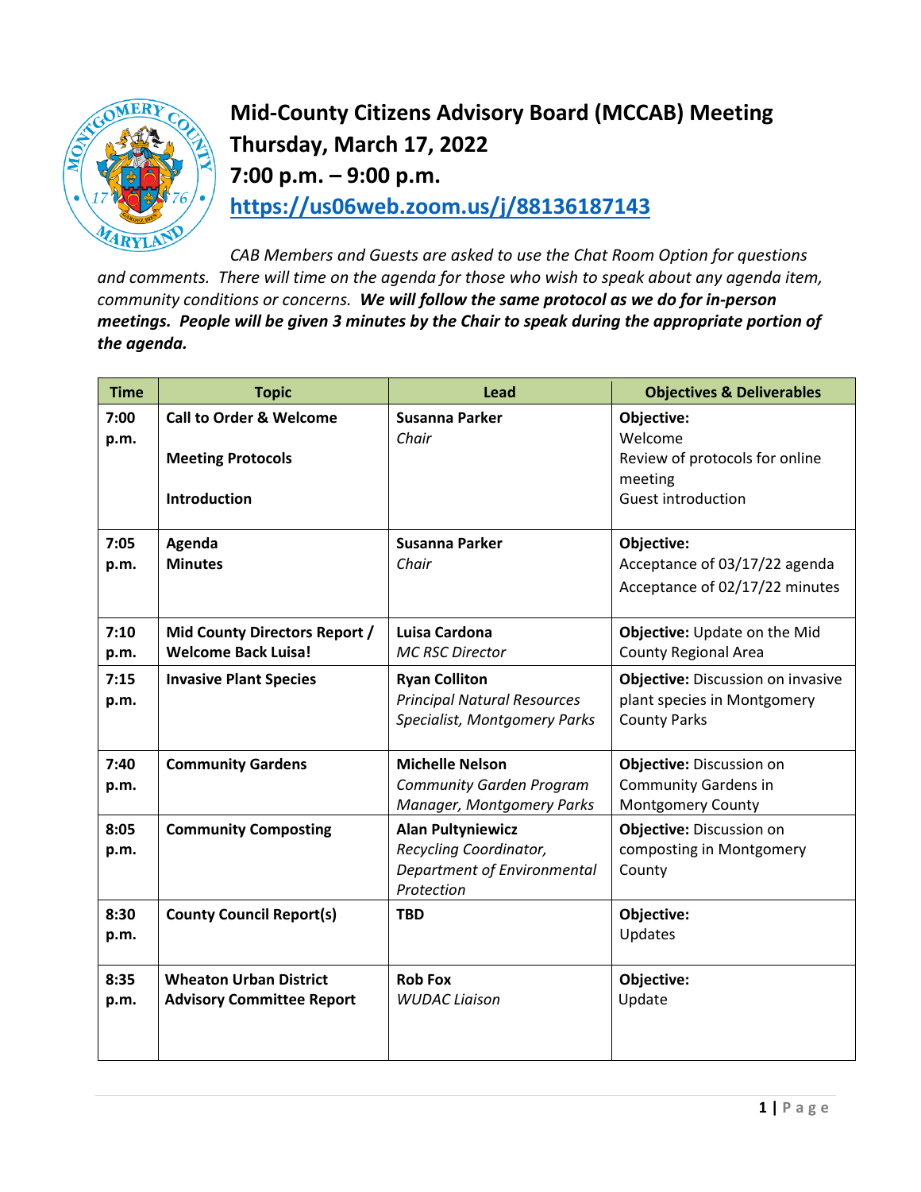# Mid-County Citizens Advisory Board (MCCAB) Meeting
# Thursday, March 17, 2022
# 7:00 p.m. – 9:00 p.m.
# https://us06web.zoom.us/j/88136187143

*CAB Members and Guests are asked to use the Chat Room Option for questions and comments. There will time on the agenda for those who wish to speak about any agenda item, community conditions or concerns.* ***We will follow the same protocol as we do for in-person meetings. People will be given 3 minutes by the Chair to speak during the appropriate portion of the agenda.***

| Time | Topic | Lead | Objectives & Deliverables |
|---|---|---|---|
| **7:00 p.m.** | **Call to Order & Welcome**<br><br>**Meeting Protocols**<br><br>**Introduction** | **Susanna Parker**<br>*Chair* | **Objective:**<br>Welcome<br>Review of protocols for online meeting<br>Guest introduction |
| **7:05 p.m.** | **Agenda**<br>**Minutes** | **Susanna Parker**<br>*Chair* | **Objective:**<br>Acceptance of 03/17/22 agenda<br>Acceptance of 02/17/22 minutes |
| **7:10 p.m.** | **Mid County Directors Report / Welcome Back Luisa!** | **Luisa Cardona**<br>*MC RSC Director* | **Objective:** Update on the Mid County Regional Area |
| **7:15 p.m.** | **Invasive Plant Species** | **Ryan Colliton**<br>*Principal Natural Resources Specialist, Montgomery Parks* | **Objective:** Discussion on invasive plant species in Montgomery County Parks |
| **7:40 p.m.** | **Community Gardens** | **Michelle Nelson**<br>*Community Garden Program Manager, Montgomery Parks* | **Objective:** Discussion on Community Gardens in Montgomery County |
| **8:05 p.m.** | **Community Composting** | **Alan Pultyniewicz**<br>*Recycling Coordinator, Department of Environmental Protection* | **Objective:** Discussion on composting in Montgomery County |
| **8:30 p.m.** | **County Council Report(s)** | **TBD** | **Objective:**<br>Updates |
| **8:35 p.m.** | **Wheaton Urban District Advisory Committee Report** | **Rob Fox**<br>*WUDAC Liaison* | **Objective:**<br>Update |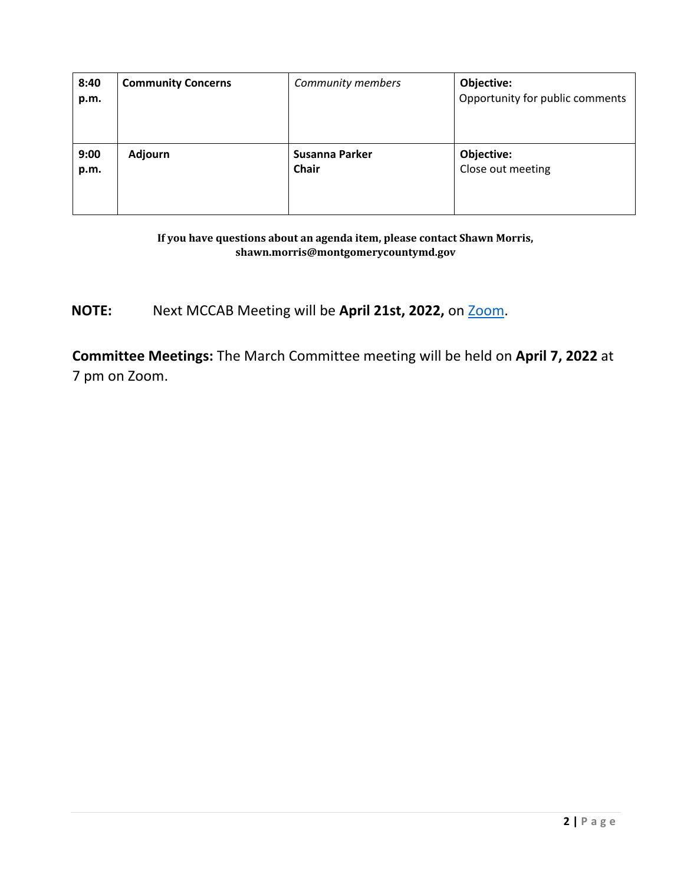| | | | |
|---|---|---|---|
| **8:40 p.m.** | **Community Concerns** | *Community members* | **Objective:** Opportunity for public comments |
| **9:00 p.m.** | **Adjourn** | **Susanna Parker Chair** | **Objective:** Close out meeting |

**If you have questions about an agenda item, please contact Shawn Morris, shawn.morris@montgomerycountymd.gov**

**NOTE:** Next MCCAB Meeting will be **April 21st, 2022,** on Zoom.

**Committee Meetings:** The March Committee meeting will be held on **April 7, 2022** at 7 pm on Zoom.